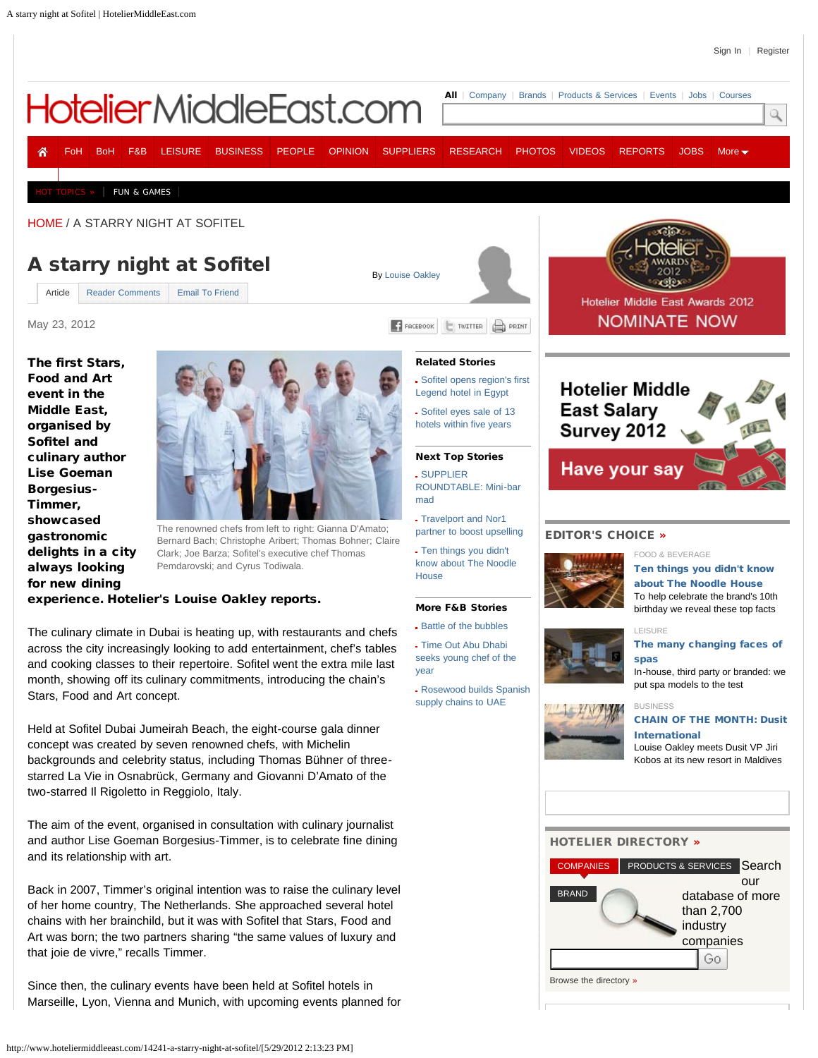Sign In | Register

All | Company | Brands | Products & Services | Events | Jobs | Courses

FoH | BoH | F&B | LEISURE | BUSINESS | PEOPLE | OPINION | SUPPLIERS | RESEARCH | PHOTOS | VIDEOS | REPORTS | JOBS | More

HOT TOPICS » | FUN & GAMES

HOME / A STARRY NIGHT AT SOFITEL

# A starry night at Sofitel

By Louise Oakley

Article | Reader Comments | Email To Friend

May 23, 2012

FACEBOOK | TWITTER | PRINT

**The first Stars, Food and Art event in the Middle East, organised by Sofitel and culinary author Lise Goeman Borgesius-Timmer, showcased gastronomic delights in a city always looking for new dining experience. Hotelier's Louise Oakley reports.**

The renowned chefs from left to right: Gianna D'Amato; Bernard Bach; Christophe Aribert; Thomas Bohner; Claire Clark; Joe Barza; Sofitel's executive chef Thomas Pemdarovski; and Cyrus Todiwala.

The culinary climate in Dubai is heating up, with restaurants and chefs across the city increasingly looking to add entertainment, chef's tables and cooking classes to their repertoire. Sofitel went the extra mile last month, showing off its culinary commitments, introducing the chain's Stars, Food and Art concept.

Held at Sofitel Dubai Jumeirah Beach, the eight-course gala dinner concept was created by seven renowned chefs, with Michelin backgrounds and celebrity status, including Thomas Bühner of three-starred La Vie in Osnabrück, Germany and Giovanni D'Amato of the two-starred Il Rigoletto in Reggiolo, Italy.

The aim of the event, organised in consultation with culinary journalist and author Lise Goeman Borgesius-Timmer, is to celebrate fine dining and its relationship with art.

Back in 2007, Timmer's original intention was to raise the culinary level of her home country, The Netherlands. She approached several hotel chains with her brainchild, but it was with Sofitel that Stars, Food and Art was born; the two partners sharing "the same values of luxury and that joie de vivre," recalls Timmer.

Since then, the culinary events have been held at Sofitel hotels in Marseille, Lyon, Vienna and Munich, with upcoming events planned for

### Related Stories

- Sofitel opens region's first Legend hotel in Egypt
- Sofitel eyes sale of 13 hotels within five years

### Next Top Stories

- SUPPLIER ROUNDTABLE: Mini-bar mad
- Travelport and Nor1 partner to boost upselling
- Ten things you didn't know about The Noodle House

### More F&B Stories

- Battle of the bubbles
- Time Out Abu Dhabi seeks young chef of the year
- Rosewood builds Spanish supply chains to UAE

Hotelier Middle East Awards 2012 NOMINATE NOW

Hotelier Middle East Salary Survey 2012 Have your say

### EDITOR'S CHOICE »

FOOD & BEVERAGE
**Ten things you didn't know about The Noodle House**
To help celebrate the brand's 10th birthday we reveal these top facts

LEISURE
**The many changing faces of spas**
In-house, third party or branded: we put spa models to the test

BUSINESS
**CHAIN OF THE MONTH: Dusit International**
Louise Oakley meets Dusit VP Jiri Kobos at its new resort in Maldives

### HOTELIER DIRECTORY »

COMPANIES | PRODUCTS & SERVICES | BRAND

Search our database of more than 2,700 industry companies

Go

Browse the directory »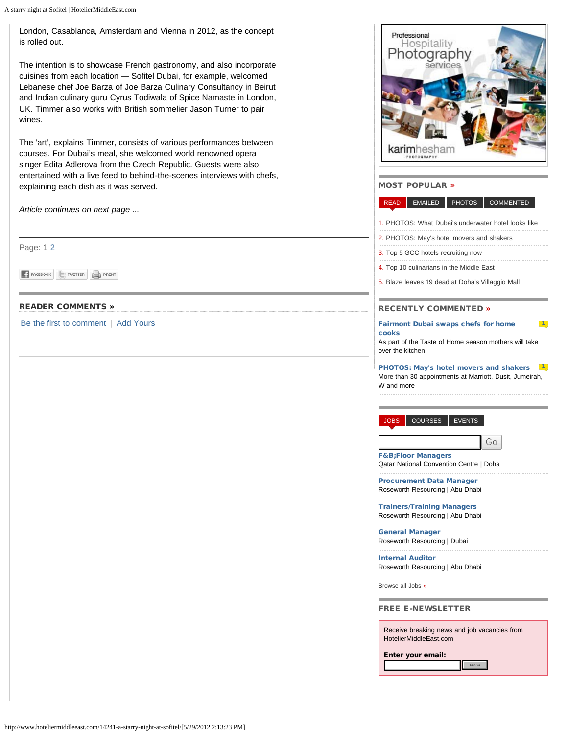London, Casablanca, Amsterdam and Vienna in 2012, as the concept is rolled out.

The intention is to showcase French gastronomy, and also incorporate cuisines from each location — Sofitel Dubai, for example, welcomed Lebanese chef Joe Barza of Joe Barza Culinary Consultancy in Beirut and Indian culinary guru Cyrus Todiwala of Spice Namaste in London, UK. Timmer also works with British sommelier Jason Turner to pair wines.

The 'art', explains Timmer, consists of various performances between courses. For Dubai's meal, she welcomed world renowned opera singer Edita Adlerova from the Czech Republic. Guests were also entertained with a live feed to behind-the-scenes interviews with chefs, explaining each dish as it was served.

*Article continues on next page ...*

Page: 1 2

FACEBOOK TWITTER PRINT

## READER COMMENTS »

Be the first to comment | Add Yours

Professional Hospitality Photography services

karimhesham PHOTOGRAPHY

## MOST POPULAR »

READ | EMAILED | PHOTOS | COMMENTED

1. PHOTOS: What Dubai's underwater hotel looks like
2. PHOTOS: May's hotel movers and shakers
3. Top 5 GCC hotels recruiting now
4. Top 10 culinarians in the Middle East
5. Blaze leaves 19 dead at Doha's Villaggio Mall

## RECENTLY COMMENTED »

**Fairmont Dubai swaps chefs for home cooks** 1
As part of the Taste of Home season mothers will take over the kitchen

**PHOTOS: May's hotel movers and shakers** 1
More than 30 appointments at Marriott, Dusit, Jumeirah, W and more

JOBS | COURSES | EVENTS

Go

**F&B;Floor Managers**
Qatar National Convention Centre | Doha

**Procurement Data Manager**
Roseworth Resourcing | Abu Dhabi

**Trainers/Training Managers**
Roseworth Resourcing | Abu Dhabi

**General Manager**
Roseworth Resourcing | Dubai

**Internal Auditor**
Roseworth Resourcing | Abu Dhabi

Browse all Jobs »

## FREE E-NEWSLETTER

Receive breaking news and job vacancies from HotelierMiddleEast.com

**Enter your email:**

Join us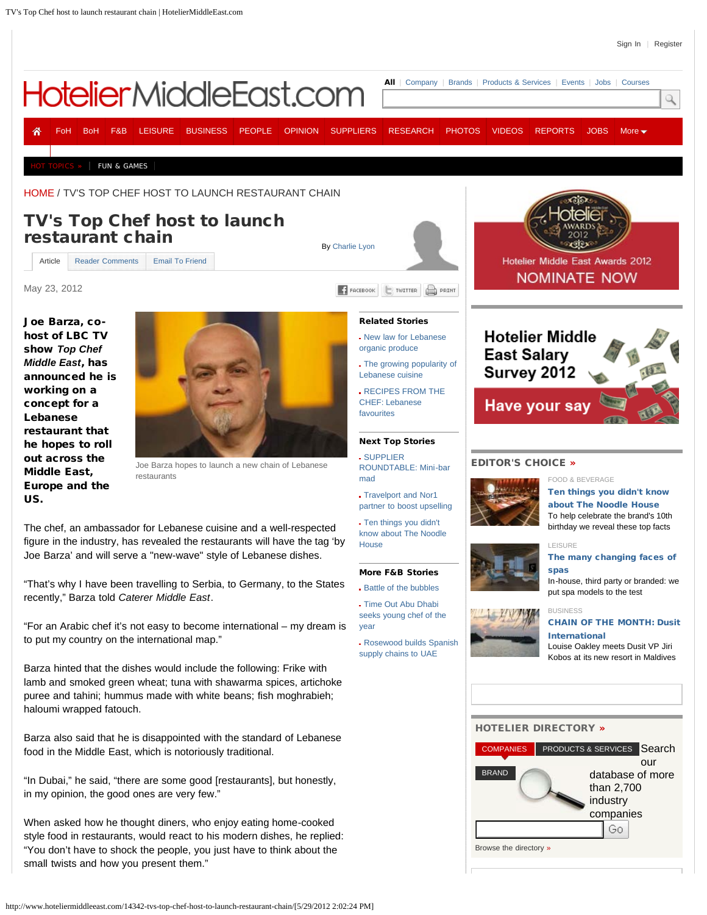Sign In | Register

All | Company | Brands | Products & Services | Events | Jobs | Courses

FoH BoH F&B LEISURE BUSINESS PEOPLE OPINION SUPPLIERS RESEARCH PHOTOS VIDEOS REPORTS JOBS More

HOT TOPICS » | FUN & GAMES

HOME / TV'S TOP CHEF HOST TO LAUNCH RESTAURANT CHAIN

# TV's Top Chef host to launch restaurant chain

By Charlie Lyon

Article | Reader Comments | Email To Friend

May 23, 2012

FACEBOOK TWITTER PRINT

**Joe Barza, co-host of LBC TV show *Top Chef Middle East*, has announced he is working on a concept for a Lebanese restaurant that he hopes to roll out across the Middle East, Europe and the US.**

Joe Barza hopes to launch a new chain of Lebanese restaurants

The chef, an ambassador for Lebanese cuisine and a well-respected figure in the industry, has revealed the restaurants will have the tag 'by Joe Barza' and will serve a "new-wave" style of Lebanese dishes.

"That's why I have been travelling to Serbia, to Germany, to the States recently," Barza told *Caterer Middle East*.

"For an Arabic chef it's not easy to become international – my dream is to put my country on the international map."

Barza hinted that the dishes would include the following: Frike with lamb and smoked green wheat; tuna with shawarma spices, artichoke puree and tahini; hummus made with white beans; fish moghrabieh; haloumi wrapped fatouch.

Barza also said that he is disappointed with the standard of Lebanese food in the Middle East, which is notoriously traditional.

"In Dubai," he said, "there are some good [restaurants], but honestly, in my opinion, the good ones are very few."

When asked how he thought diners, who enjoy eating home-cooked style food in restaurants, would react to his modern dishes, he replied: "You don't have to shock the people, you just have to think about the small twists and how you present them."

### Related Stories

- New law for Lebanese organic produce
- The growing popularity of Lebanese cuisine
- RECIPES FROM THE CHEF: Lebanese favourites

### Next Top Stories

- SUPPLIER ROUNDTABLE: Mini-bar mad
- Travelport and Nor1 partner to boost upselling
- Ten things you didn't know about The Noodle House

### More F&B Stories

- Battle of the bubbles
- Time Out Abu Dhabi seeks young chef of the year
- Rosewood builds Spanish supply chains to UAE

Hotelier Awards 2012

Hotelier Middle East Awards 2012

NOMINATE NOW

Hotelier Middle East Salary Survey 2012

Have your say

### EDITOR'S CHOICE »

FOOD & BEVERAGE

**Ten things you didn't know about The Noodle House**

To help celebrate the brand's 10th birthday we reveal these top facts

LEISURE

**The many changing faces of spas**

In-house, third party or branded: we put spa models to the test

BUSINESS

**CHAIN OF THE MONTH: Dusit International**

Louise Oakley meets Dusit VP Jiri Kobos at its new resort in Maldives

### HOTELIER DIRECTORY »

COMPANIES | PRODUCTS & SERVICES | BRAND

Search our database of more than 2,700 industry companies

Go

Browse the directory »